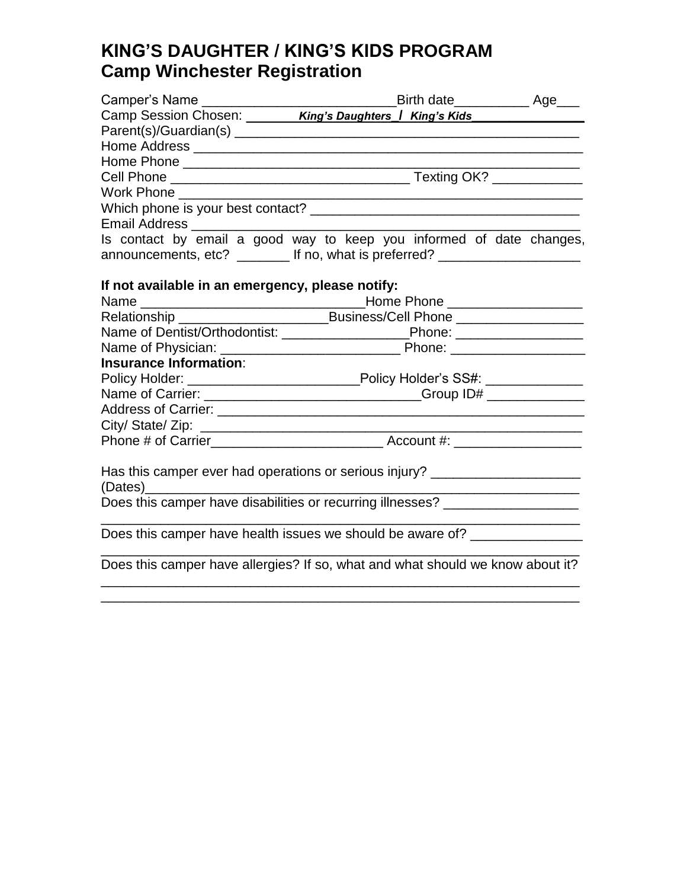# KING'S DAUGHTER / KING'S KIDS PROGRAM
## Camp Winchester Registration

Camper's Name _________________________Birth date__________ Age___
Camp Session Chosen: ***King's Daughters_ / King's Kids___________***
Parent(s)/Guardian(s) ____________________________________________
Home Address ____________________________________________________
Home Phone _____________________________________________________
Cell Phone ________________________________ Texting OK? ____________
Work Phone ______________________________________________________
Which phone is your best contact? ___________________________________
Email Address ____________________________________________________
Is contact by email a good way to keep you informed of date changes, announcements, etc? _______ If no, what is preferred? ___________________

**If not available in an emergency, please notify:**
Name _____________________________Home Phone __________________
Relationship ____________________Business/Cell Phone _________________
Name of Dentist/Orthodontist: _________________Phone: _________________
Name of Physician: ________________________ Phone: __________________
**Insurance Information**:
Policy Holder: _______________________Policy Holder's SS#: _____________
Name of Carrier: _____________________________Group ID# _____________
Address of Carrier: _________________________________________________
City/ State/ Zip: ____________________________________________________
Phone # of Carrier_______________________ Account #: _________________

Has this camper ever had operations or serious injury? ___________________
(Dates)__________________________________________________________
Does this camper have disabilities or recurring illnesses? __________________
________________________________________________________________
Does this camper have health issues we should be aware of? _______________
________________________________________________________________
Does this camper have allergies? If so, what and what should we know about it?
________________________________________________________________
________________________________________________________________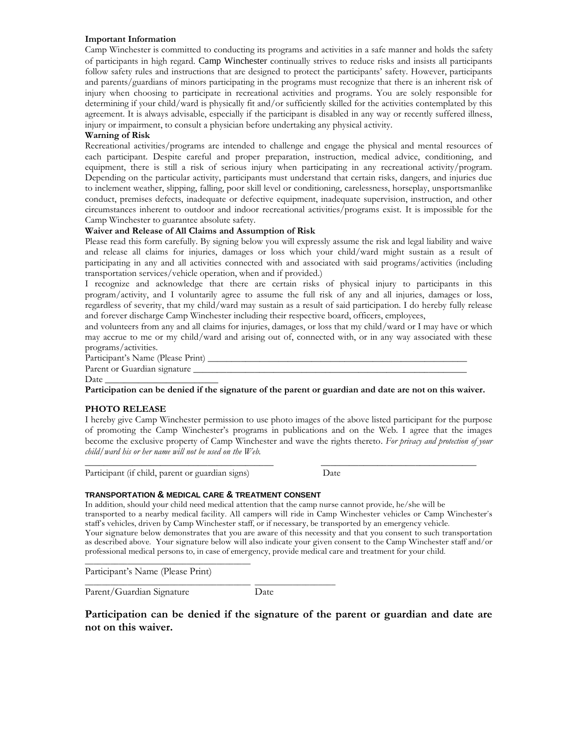**Important Information**

Camp Winchester is committed to conducting its programs and activities in a safe manner and holds the safety of participants in high regard. Camp Winchester continually strives to reduce risks and insists all participants follow safety rules and instructions that are designed to protect the participants' safety. However, participants and parents/guardians of minors participating in the programs must recognize that there is an inherent risk of injury when choosing to participate in recreational activities and programs. You are solely responsible for determining if your child/ward is physically fit and/or sufficiently skilled for the activities contemplated by this agreement. It is always advisable, especially if the participant is disabled in any way or recently suffered illness, injury or impairment, to consult a physician before undertaking any physical activity.

**Warning of Risk**

Recreational activities/programs are intended to challenge and engage the physical and mental resources of each participant. Despite careful and proper preparation, instruction, medical advice, conditioning, and equipment, there is still a risk of serious injury when participating in any recreational activity/program. Depending on the particular activity, participants must understand that certain risks, dangers, and injuries due to inclement weather, slipping, falling, poor skill level or conditioning, carelessness, horseplay, unsportsmanlike conduct, premises defects, inadequate or defective equipment, inadequate supervision, instruction, and other circumstances inherent to outdoor and indoor recreational activities/programs exist. It is impossible for the Camp Winchester to guarantee absolute safety.

**Waiver and Release of All Claims and Assumption of Risk**

Please read this form carefully. By signing below you will expressly assume the risk and legal liability and waive and release all claims for injuries, damages or loss which your child/ward might sustain as a result of participating in any and all activities connected with and associated with said programs/activities (including transportation services/vehicle operation, when and if provided.)

I recognize and acknowledge that there are certain risks of physical injury to participants in this program/activity, and I voluntarily agree to assume the full risk of any and all injuries, damages or loss, regardless of severity, that my child/ward may sustain as a result of said participation. I do hereby fully release and forever discharge Camp Winchester including their respective board, officers, employees,
and volunteers from any and all claims for injuries, damages, or loss that my child/ward or I may have or which may accrue to me or my child/ward and arising out of, connected with, or in any way associated with these programs/activities.

Participant's Name (Please Print) ________________________________________________

Parent or Guardian signature ___________________________________________________

Date ______________________

**Participation can be denied if the signature of the parent or guardian and date are not on this waiver.**

**PHOTO RELEASE**

I hereby give Camp Winchester permission to use photo images of the above listed participant for the purpose of promoting the Camp Winchester's programs in publications and on the Web. I agree that the images become the exclusive property of Camp Winchester and wave the rights thereto. *For privacy and protection of your child/ward his or her name will not be used on the Web.*

_____________________________________ _______________________________

Participant (if child, parent or guardian signs) Date

**TRANSPORTATION & MEDICAL CARE & TREATMENT CONSENT**

In addition, should your child need medical attention that the camp nurse cannot provide, he/she will be transported to a nearby medical facility. All campers will ride in Camp Winchester vehicles or Camp Winchester's staff's vehicles, driven by Camp Winchester staff, or if necessary, be transported by an emergency vehicle.
Your signature below demonstrates that you are aware of this necessity and that you consent to such transportation as described above. Your signature below will also indicate your given consent to the Camp Winchester staff and/or professional medical persons to, in case of emergency, provide medical care and treatment for your child.

_________________________________

Participant's Name (Please Print)

_________________________________ _______________

Parent/Guardian Signature Date

**Participation can be denied if the signature of the parent or guardian and date are not on this waiver.**